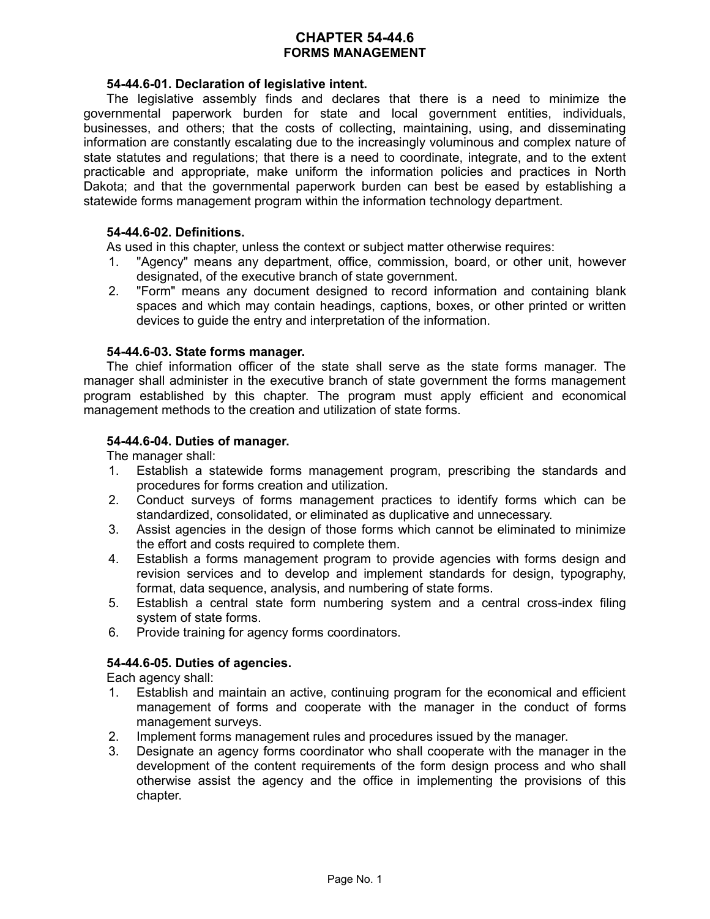# CHAPTER 54-44.6
## FORMS MANAGEMENT

### 54-44.6-01. Declaration of legislative intent.

The legislative assembly finds and declares that there is a need to minimize the governmental paperwork burden for state and local government entities, individuals, businesses, and others; that the costs of collecting, maintaining, using, and disseminating information are constantly escalating due to the increasingly voluminous and complex nature of state statutes and regulations; that there is a need to coordinate, integrate, and to the extent practicable and appropriate, make uniform the information policies and practices in North Dakota; and that the governmental paperwork burden can best be eased by establishing a statewide forms management program within the information technology department.

### 54-44.6-02. Definitions.

As used in this chapter, unless the context or subject matter otherwise requires:

1. "Agency" means any department, office, commission, board, or other unit, however designated, of the executive branch of state government.
2. "Form" means any document designed to record information and containing blank spaces and which may contain headings, captions, boxes, or other printed or written devices to guide the entry and interpretation of the information.

### 54-44.6-03. State forms manager.

The chief information officer of the state shall serve as the state forms manager. The manager shall administer in the executive branch of state government the forms management program established by this chapter. The program must apply efficient and economical management methods to the creation and utilization of state forms.

### 54-44.6-04. Duties of manager.

The manager shall:

1. Establish a statewide forms management program, prescribing the standards and procedures for forms creation and utilization.
2. Conduct surveys of forms management practices to identify forms which can be standardized, consolidated, or eliminated as duplicative and unnecessary.
3. Assist agencies in the design of those forms which cannot be eliminated to minimize the effort and costs required to complete them.
4. Establish a forms management program to provide agencies with forms design and revision services and to develop and implement standards for design, typography, format, data sequence, analysis, and numbering of state forms.
5. Establish a central state form numbering system and a central cross-index filing system of state forms.
6. Provide training for agency forms coordinators.

### 54-44.6-05. Duties of agencies.

Each agency shall:

1. Establish and maintain an active, continuing program for the economical and efficient management of forms and cooperate with the manager in the conduct of forms management surveys.
2. Implement forms management rules and procedures issued by the manager.
3. Designate an agency forms coordinator who shall cooperate with the manager in the development of the content requirements of the form design process and who shall otherwise assist the agency and the office in implementing the provisions of this chapter.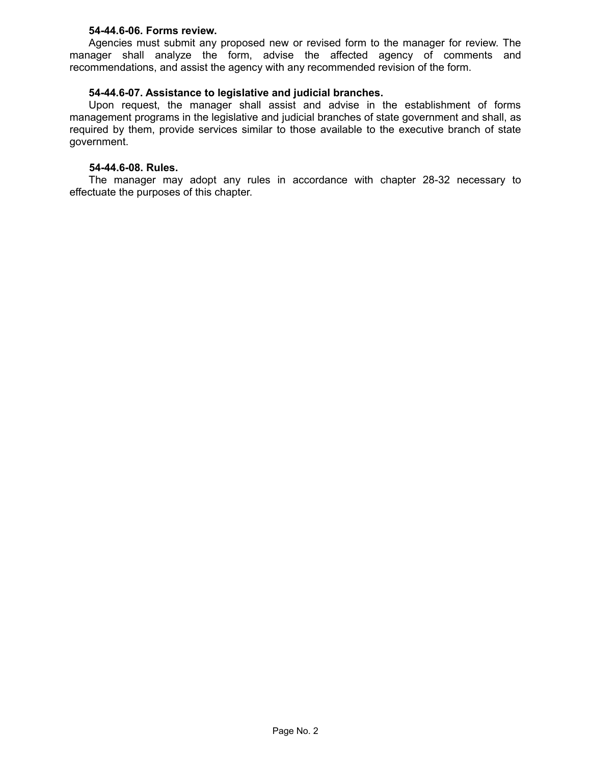**54-44.6-06. Forms review.**

Agencies must submit any proposed new or revised form to the manager for review. The manager shall analyze the form, advise the affected agency of comments and recommendations, and assist the agency with any recommended revision of the form.

**54-44.6-07. Assistance to legislative and judicial branches.**

Upon request, the manager shall assist and advise in the establishment of forms management programs in the legislative and judicial branches of state government and shall, as required by them, provide services similar to those available to the executive branch of state government.

**54-44.6-08. Rules.**

The manager may adopt any rules in accordance with chapter 28-32 necessary to effectuate the purposes of this chapter.